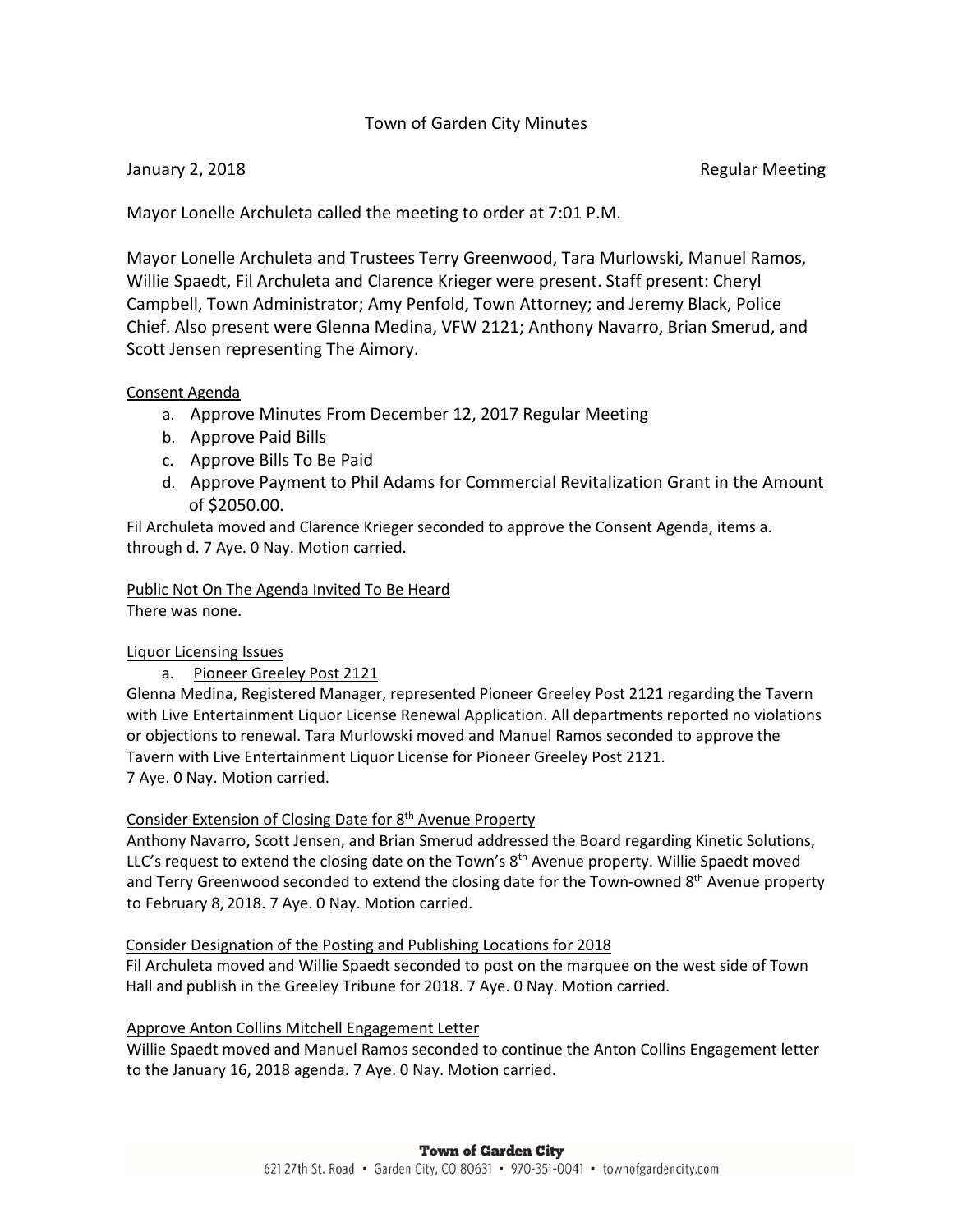# Town of Garden City Minutes

January 2, 2018 Regular Meeting

Mayor Lonelle Archuleta called the meeting to order at 7:01 P.M.

Mayor Lonelle Archuleta and Trustees Terry Greenwood, Tara Murlowski, Manuel Ramos, Willie Spaedt, Fil Archuleta and Clarence Krieger were present. Staff present: Cheryl Campbell, Town Administrator; Amy Penfold, Town Attorney; and Jeremy Black, Police Chief. Also present were Glenna Medina, VFW 2121; Anthony Navarro, Brian Smerud, and Scott Jensen representing The Aimory.

## Consent Agenda

a. Approve Minutes From December 12, 2017 Regular Meeting
b. Approve Paid Bills
c. Approve Bills To Be Paid
d. Approve Payment to Phil Adams for Commercial Revitalization Grant in the Amount of $2050.00.

Fil Archuleta moved and Clarence Krieger seconded to approve the Consent Agenda, items a. through d. 7 Aye. 0 Nay. Motion carried.

## Public Not On The Agenda Invited To Be Heard

There was none.

## Liquor Licensing Issues

a. Pioneer Greeley Post 2121

Glenna Medina, Registered Manager, represented Pioneer Greeley Post 2121 regarding the Tavern with Live Entertainment Liquor License Renewal Application. All departments reported no violations or objections to renewal. Tara Murlowski moved and Manuel Ramos seconded to approve the Tavern with Live Entertainment Liquor License for Pioneer Greeley Post 2121.
7 Aye. 0 Nay. Motion carried.

## Consider Extension of Closing Date for 8th Avenue Property

Anthony Navarro, Scott Jensen, and Brian Smerud addressed the Board regarding Kinetic Solutions, LLC's request to extend the closing date on the Town's 8th Avenue property. Willie Spaedt moved and Terry Greenwood seconded to extend the closing date for the Town-owned 8th Avenue property to February 8, 2018. 7 Aye. 0 Nay. Motion carried.

## Consider Designation of the Posting and Publishing Locations for 2018

Fil Archuleta moved and Willie Spaedt seconded to post on the marquee on the west side of Town Hall and publish in the Greeley Tribune for 2018. 7 Aye. 0 Nay. Motion carried.

## Approve Anton Collins Mitchell Engagement Letter

Willie Spaedt moved and Manuel Ramos seconded to continue the Anton Collins Engagement letter to the January 16, 2018 agenda. 7 Aye. 0 Nay. Motion carried.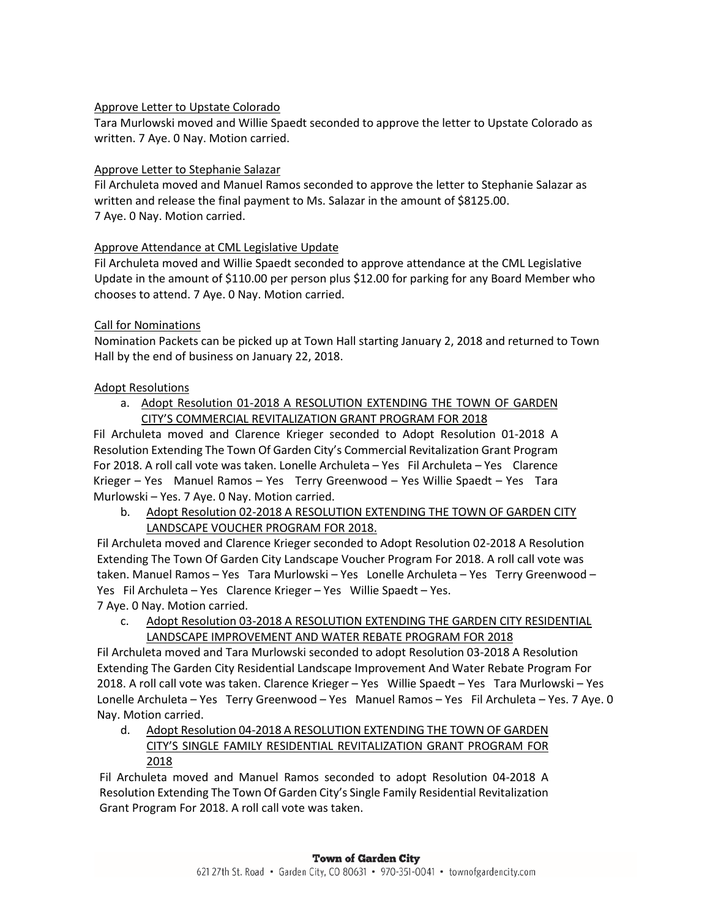Approve Letter to Upstate Colorado

Tara Murlowski moved and Willie Spaedt seconded to approve the letter to Upstate Colorado as written. 7 Aye. 0 Nay. Motion carried.

Approve Letter to Stephanie Salazar

Fil Archuleta moved and Manuel Ramos seconded to approve the letter to Stephanie Salazar as written and release the final payment to Ms. Salazar in the amount of $8125.00.
7 Aye. 0 Nay. Motion carried.

Approve Attendance at CML Legislative Update

Fil Archuleta moved and Willie Spaedt seconded to approve attendance at the CML Legislative Update in the amount of $110.00 per person plus $12.00 for parking for any Board Member who chooses to attend. 7 Aye. 0 Nay. Motion carried.

Call for Nominations

Nomination Packets can be picked up at Town Hall starting January 2, 2018 and returned to Town Hall by the end of business on January 22, 2018.

Adopt Resolutions

a. Adopt Resolution 01-2018 A RESOLUTION EXTENDING THE TOWN OF GARDEN CITY'S COMMERCIAL REVITALIZATION GRANT PROGRAM FOR 2018

Fil Archuleta moved and Clarence Krieger seconded to Adopt Resolution 01-2018 A Resolution Extending The Town Of Garden City's Commercial Revitalization Grant Program For 2018. A roll call vote was taken. Lonelle Archuleta – Yes Fil Archuleta – Yes Clarence Krieger – Yes Manuel Ramos – Yes Terry Greenwood – Yes Willie Spaedt – Yes Tara Murlowski – Yes. 7 Aye. 0 Nay. Motion carried.

b. Adopt Resolution 02-2018 A RESOLUTION EXTENDING THE TOWN OF GARDEN CITY LANDSCAPE VOUCHER PROGRAM FOR 2018.

Fil Archuleta moved and Clarence Krieger seconded to Adopt Resolution 02-2018 A Resolution Extending The Town Of Garden City Landscape Voucher Program For 2018. A roll call vote was taken. Manuel Ramos – Yes Tara Murlowski – Yes Lonelle Archuleta – Yes Terry Greenwood – Yes Fil Archuleta – Yes Clarence Krieger – Yes Willie Spaedt – Yes.
7 Aye. 0 Nay. Motion carried.

c. Adopt Resolution 03-2018 A RESOLUTION EXTENDING THE GARDEN CITY RESIDENTIAL LANDSCAPE IMPROVEMENT AND WATER REBATE PROGRAM FOR 2018

Fil Archuleta moved and Tara Murlowski seconded to adopt Resolution 03-2018 A Resolution Extending The Garden City Residential Landscape Improvement And Water Rebate Program For 2018. A roll call vote was taken. Clarence Krieger – Yes Willie Spaedt – Yes Tara Murlowski – Yes Lonelle Archuleta – Yes Terry Greenwood – Yes Manuel Ramos – Yes Fil Archuleta – Yes. 7 Aye. 0 Nay. Motion carried.

d. Adopt Resolution 04-2018 A RESOLUTION EXTENDING THE TOWN OF GARDEN CITY'S SINGLE FAMILY RESIDENTIAL REVITALIZATION GRANT PROGRAM FOR 2018

Fil Archuleta moved and Manuel Ramos seconded to adopt Resolution 04-2018 A Resolution Extending The Town Of Garden City's Single Family Residential Revitalization Grant Program For 2018. A roll call vote was taken.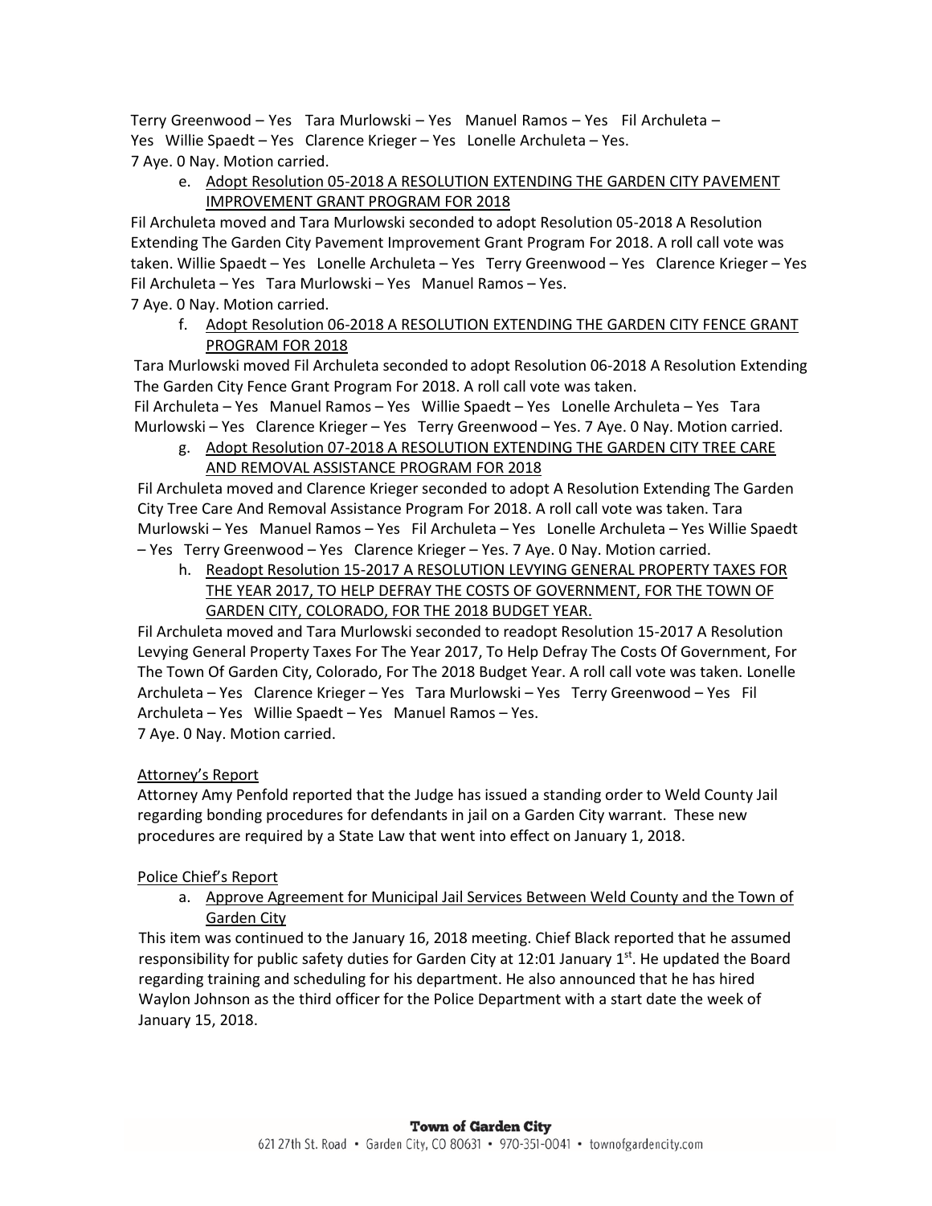Terry Greenwood – Yes Tara Murlowski – Yes Manuel Ramos – Yes Fil Archuleta – Yes Willie Spaedt – Yes Clarence Krieger – Yes Lonelle Archuleta – Yes.
7 Aye. 0 Nay. Motion carried.

e. Adopt Resolution 05-2018 A RESOLUTION EXTENDING THE GARDEN CITY PAVEMENT IMPROVEMENT GRANT PROGRAM FOR 2018

Fil Archuleta moved and Tara Murlowski seconded to adopt Resolution 05-2018 A Resolution Extending The Garden City Pavement Improvement Grant Program For 2018. A roll call vote was taken. Willie Spaedt – Yes Lonelle Archuleta – Yes Terry Greenwood – Yes Clarence Krieger – Yes Fil Archuleta – Yes Tara Murlowski – Yes Manuel Ramos – Yes.
7 Aye. 0 Nay. Motion carried.

f. Adopt Resolution 06-2018 A RESOLUTION EXTENDING THE GARDEN CITY FENCE GRANT PROGRAM FOR 2018

Tara Murlowski moved Fil Archuleta seconded to adopt Resolution 06-2018 A Resolution Extending The Garden City Fence Grant Program For 2018. A roll call vote was taken.
Fil Archuleta – Yes Manuel Ramos – Yes Willie Spaedt – Yes Lonelle Archuleta – Yes Tara Murlowski – Yes Clarence Krieger – Yes Terry Greenwood – Yes. 7 Aye. 0 Nay. Motion carried.

g. Adopt Resolution 07-2018 A RESOLUTION EXTENDING THE GARDEN CITY TREE CARE AND REMOVAL ASSISTANCE PROGRAM FOR 2018

Fil Archuleta moved and Clarence Krieger seconded to adopt A Resolution Extending The Garden City Tree Care And Removal Assistance Program For 2018. A roll call vote was taken. Tara Murlowski – Yes Manuel Ramos – Yes Fil Archuleta – Yes Lonelle Archuleta – Yes Willie Spaedt – Yes Terry Greenwood – Yes Clarence Krieger – Yes. 7 Aye. 0 Nay. Motion carried.

h. Readopt Resolution 15-2017 A RESOLUTION LEVYING GENERAL PROPERTY TAXES FOR THE YEAR 2017, TO HELP DEFRAY THE COSTS OF GOVERNMENT, FOR THE TOWN OF GARDEN CITY, COLORADO, FOR THE 2018 BUDGET YEAR.

Fil Archuleta moved and Tara Murlowski seconded to readopt Resolution 15-2017 A Resolution Levying General Property Taxes For The Year 2017, To Help Defray The Costs Of Government, For The Town Of Garden City, Colorado, For The 2018 Budget Year. A roll call vote was taken. Lonelle Archuleta – Yes Clarence Krieger – Yes Tara Murlowski – Yes Terry Greenwood – Yes Fil Archuleta – Yes Willie Spaedt – Yes Manuel Ramos – Yes.
7 Aye. 0 Nay. Motion carried.

Attorney's Report

Attorney Amy Penfold reported that the Judge has issued a standing order to Weld County Jail regarding bonding procedures for defendants in jail on a Garden City warrant. These new procedures are required by a State Law that went into effect on January 1, 2018.

Police Chief's Report

a. Approve Agreement for Municipal Jail Services Between Weld County and the Town of Garden City

This item was continued to the January 16, 2018 meeting. Chief Black reported that he assumed responsibility for public safety duties for Garden City at 12:01 January 1st. He updated the Board regarding training and scheduling for his department. He also announced that he has hired Waylon Johnson as the third officer for the Police Department with a start date the week of January 15, 2018.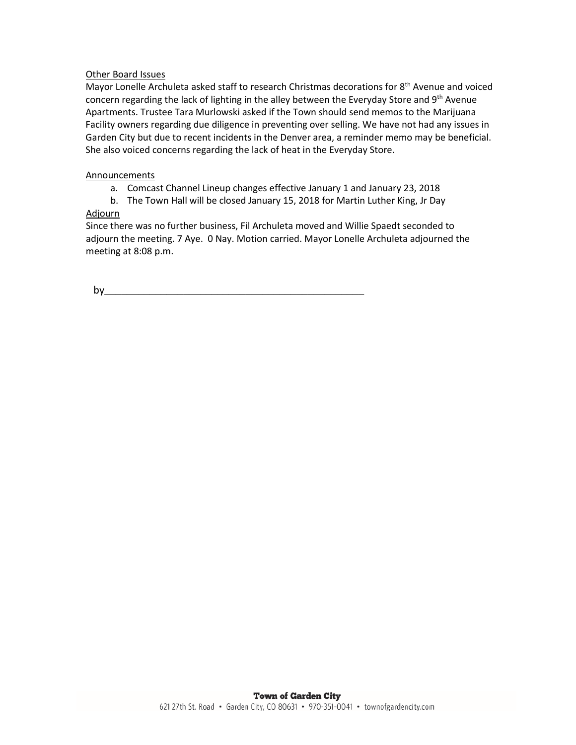Other Board Issues

Mayor Lonelle Archuleta asked staff to research Christmas decorations for 8th Avenue and voiced concern regarding the lack of lighting in the alley between the Everyday Store and 9th Avenue Apartments. Trustee Tara Murlowski asked if the Town should send memos to the Marijuana Facility owners regarding due diligence in preventing over selling. We have not had any issues in Garden City but due to recent incidents in the Denver area, a reminder memo may be beneficial. She also voiced concerns regarding the lack of heat in the Everyday Store.

Announcements

a. Comcast Channel Lineup changes effective January 1 and January 23, 2018
b. The Town Hall will be closed January 15, 2018 for Martin Luther King, Jr Day

Adjourn

Since there was no further business, Fil Archuleta moved and Willie Spaedt seconded to adjourn the meeting. 7 Aye. 0 Nay. Motion carried. Mayor Lonelle Archuleta adjourned the meeting at 8:08 p.m.

by__________________________________________________